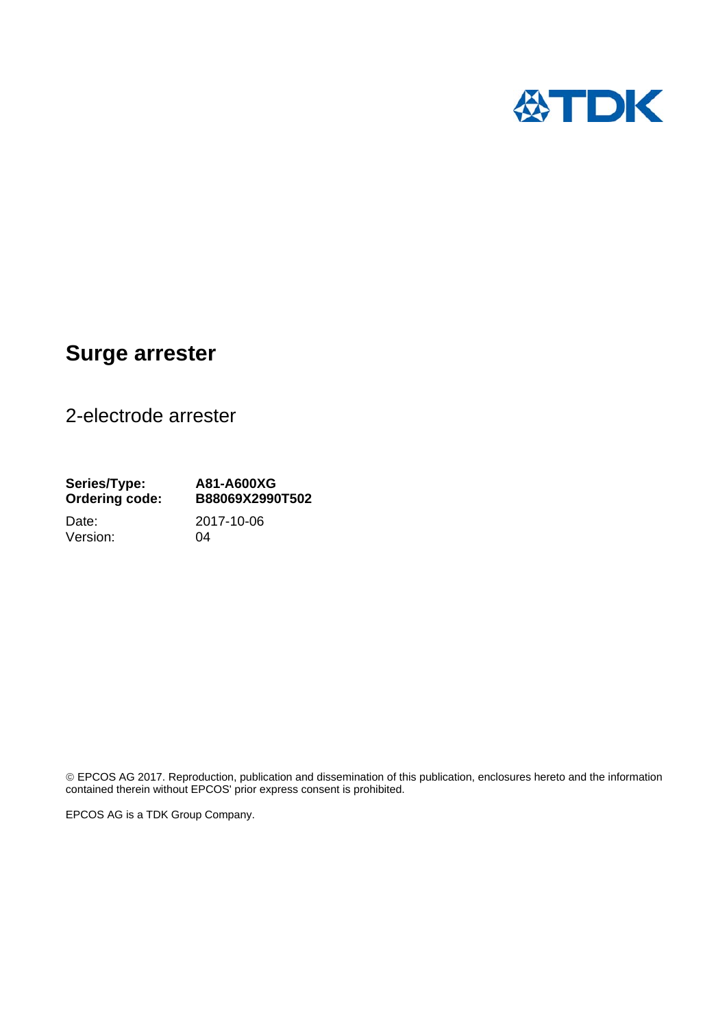# Surge arrester

## 2-electrode arrester

**Series/Type:** **A81-A600XG**
**Ordering code:** **B88069X2990T502**

Date: 2017-10-06
Version: 04

© EPCOS AG 2017. Reproduction, publication and dissemination of this publication, enclosures hereto and the information contained therein without EPCOS' prior express consent is prohibited.

EPCOS AG is a TDK Group Company.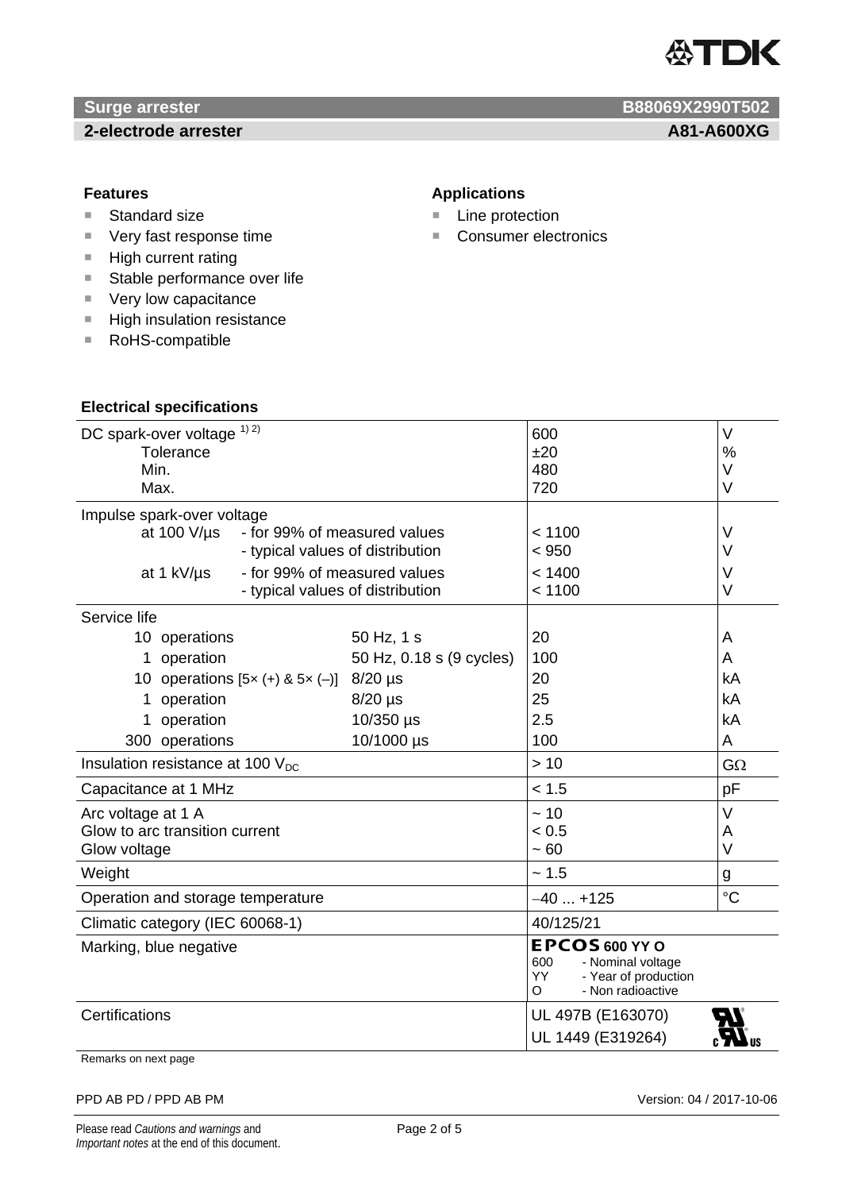**Surge arrester** **B88069X2990T502**

**2-electrode arrester** **A81-A600XG**

### Features

- Standard size
- Very fast response time
- High current rating
- Stable performance over life
- Very low capacitance
- High insulation resistance
- RoHS-compatible

### Applications

- Line protection
- Consumer electronics

### Electrical specifications

| Parameter | | | Value | Unit |
|---|---|---|---|---|
| DC spark-over voltage 1) 2) | | | 600 | V |
| Tolerance | | | ±20 | % |
| Min. | | | 480 | V |
| Max. | | | 720 | V |
| Impulse spark-over voltage | | | | |
| at 100 V/µs | - for 99% of measured values | | < 1100 | V |
| | - typical values of distribution | | < 950 | V |
| at 1 kV/µs | - for 99% of measured values | | < 1400 | V |
| | - typical values of distribution | | < 1100 | V |
| Service life | | | | |
| 10 operations | | 50 Hz, 1 s | 20 | A |
| 1 operation | | 50 Hz, 0.18 s (9 cycles) | 100 | A |
| 10 operations [5× (+) & 5× (–)] | | 8/20 µs | 20 | kA |
| 1 operation | | 8/20 µs | 25 | kA |
| 1 operation | | 10/350 µs | 2.5 | kA |
| 300 operations | | 10/1000 µs | 100 | A |
| Insulation resistance at 100 $V_{DC}$ | | | > 10 | GΩ |
| Capacitance at 1 MHz | | | < 1.5 | pF |
| Arc voltage at 1 A | | | ~ 10 | V |
| Glow to arc transition current | | | < 0.5 | A |
| Glow voltage | | | ~ 60 | V |
| Weight | | | ~ 1.5 | g |
| Operation and storage temperature | | | –40 ... +125 | °C |
| Climatic category (IEC 60068-1) | | | 40/125/21 | |
| Marking, blue negative | | | **EPCOS 600 YY O**<br>600 - Nominal voltage<br>YY - Year of production<br>O - Non radioactive | |
| Certifications | | | UL 497B (E163070)<br>UL 1449 (E319264) | |

Remarks on next page

PPD AB PD / PPD AB PM Version: 04 / 2017-10-06

Please read *Cautions and warnings* and *Important notes* at the end of this document.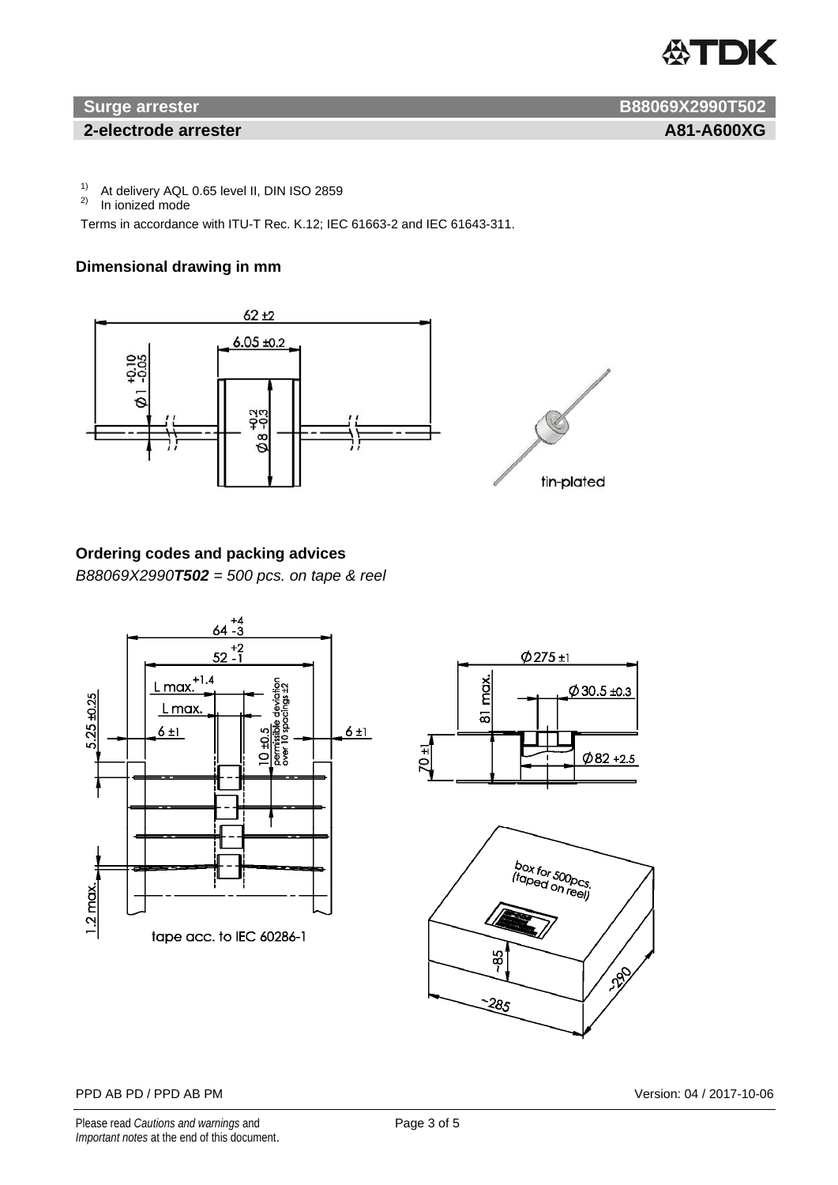**Surge arrester** **B88069X2990T502**

**2-electrode arrester** **A81-A600XG**

1) At delivery AQL 0.65 level II, DIN ISO 2859
2) In ionized mode

Terms in accordance with ITU-T Rec. K.12; IEC 61663-2 and IEC 61643-311.

### Dimensional drawing in mm

### Ordering codes and packing advices

*B88069X2990**T502** = 500 pcs. on tape & reel*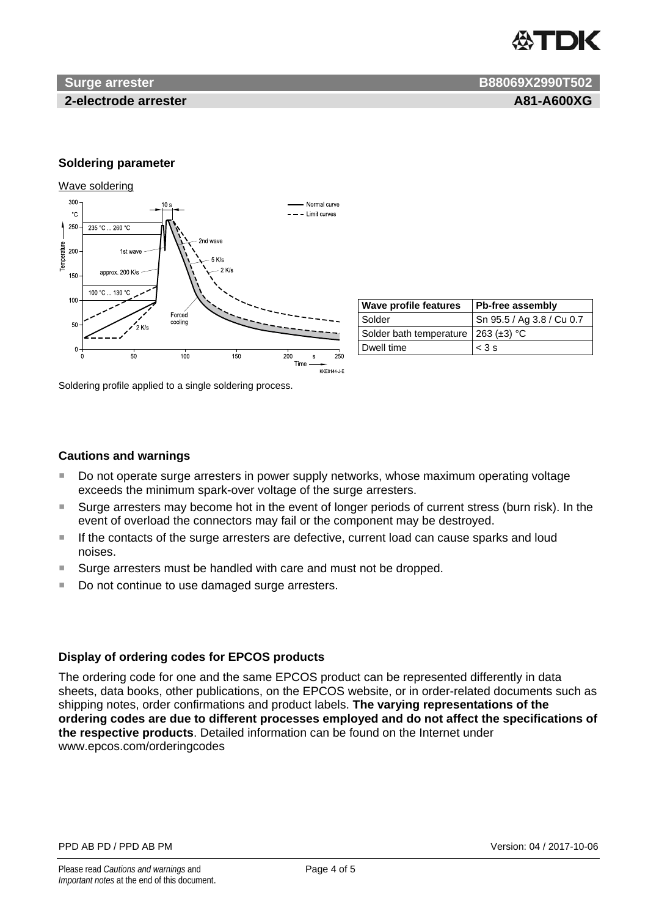Surge arrester B88069X2990T502

2-electrode arrester A81-A600XG

## Soldering parameter

Wave soldering

| Wave profile features | Pb-free assembly |
|---|---|
| Solder | Sn 95.5 / Ag 3.8 / Cu 0.7 |
| Solder bath temperature | 263 (±3) °C |
| Dwell time | < 3 s |

Soldering profile applied to a single soldering process.

## Cautions and warnings

- Do not operate surge arresters in power supply networks, whose maximum operating voltage exceeds the minimum spark-over voltage of the surge arresters.
- Surge arresters may become hot in the event of longer periods of current stress (burn risk). In the event of overload the connectors may fail or the component may be destroyed.
- If the contacts of the surge arresters are defective, current load can cause sparks and loud noises.
- Surge arresters must be handled with care and must not be dropped.
- Do not continue to use damaged surge arresters.

## Display of ordering codes for EPCOS products

The ordering code for one and the same EPCOS product can be represented differently in data sheets, data books, other publications, on the EPCOS website, or in order-related documents such as shipping notes, order confirmations and product labels. **The varying representations of the ordering codes are due to different processes employed and do not affect the specifications of the respective products**. Detailed information can be found on the Internet under www.epcos.com/orderingcodes

PPD AB PD / PPD AB PM Version: 04 / 2017-10-06

Please read *Cautions and warnings* and *Important notes* at the end of this document.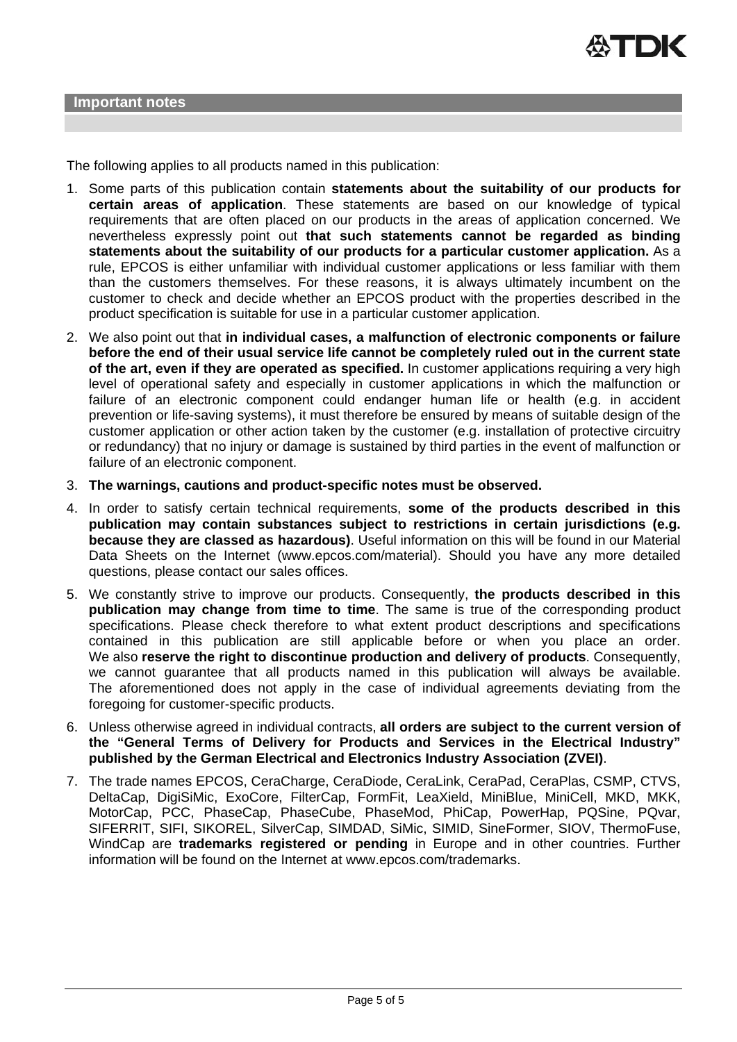## Important notes

The following applies to all products named in this publication:

1. Some parts of this publication contain **statements about the suitability of our products for certain areas of application**. These statements are based on our knowledge of typical requirements that are often placed on our products in the areas of application concerned. We nevertheless expressly point out **that such statements cannot be regarded as binding statements about the suitability of our products for a particular customer application.** As a rule, EPCOS is either unfamiliar with individual customer applications or less familiar with them than the customers themselves. For these reasons, it is always ultimately incumbent on the customer to check and decide whether an EPCOS product with the properties described in the product specification is suitable for use in a particular customer application.
2. We also point out that **in individual cases, a malfunction of electronic components or failure before the end of their usual service life cannot be completely ruled out in the current state of the art, even if they are operated as specified.** In customer applications requiring a very high level of operational safety and especially in customer applications in which the malfunction or failure of an electronic component could endanger human life or health (e.g. in accident prevention or life-saving systems), it must therefore be ensured by means of suitable design of the customer application or other action taken by the customer (e.g. installation of protective circuitry or redundancy) that no injury or damage is sustained by third parties in the event of malfunction or failure of an electronic component.
3. **The warnings, cautions and product-specific notes must be observed.**
4. In order to satisfy certain technical requirements, **some of the products described in this publication may contain substances subject to restrictions in certain jurisdictions (e.g. because they are classed as hazardous)**. Useful information on this will be found in our Material Data Sheets on the Internet (www.epcos.com/material). Should you have any more detailed questions, please contact our sales offices.
5. We constantly strive to improve our products. Consequently, **the products described in this publication may change from time to time**. The same is true of the corresponding product specifications. Please check therefore to what extent product descriptions and specifications contained in this publication are still applicable before or when you place an order. We also **reserve the right to discontinue production and delivery of products**. Consequently, we cannot guarantee that all products named in this publication will always be available. The aforementioned does not apply in the case of individual agreements deviating from the foregoing for customer-specific products.
6. Unless otherwise agreed in individual contracts, **all orders are subject to the current version of the "General Terms of Delivery for Products and Services in the Electrical Industry" published by the German Electrical and Electronics Industry Association (ZVEI)**.
7. The trade names EPCOS, CeraCharge, CeraDiode, CeraLink, CeraPad, CeraPlas, CSMP, CTVS, DeltaCap, DigiSiMic, ExoCore, FilterCap, FormFit, LeaXield, MiniBlue, MiniCell, MKD, MKK, MotorCap, PCC, PhaseCap, PhaseCube, PhaseMod, PhiCap, PowerHap, PQSine, PQvar, SIFERRIT, SIFI, SIKOREL, SilverCap, SIMDAD, SiMic, SIMID, SineFormer, SIOV, ThermoFuse, WindCap are **trademarks registered or pending** in Europe and in other countries. Further information will be found on the Internet at www.epcos.com/trademarks.